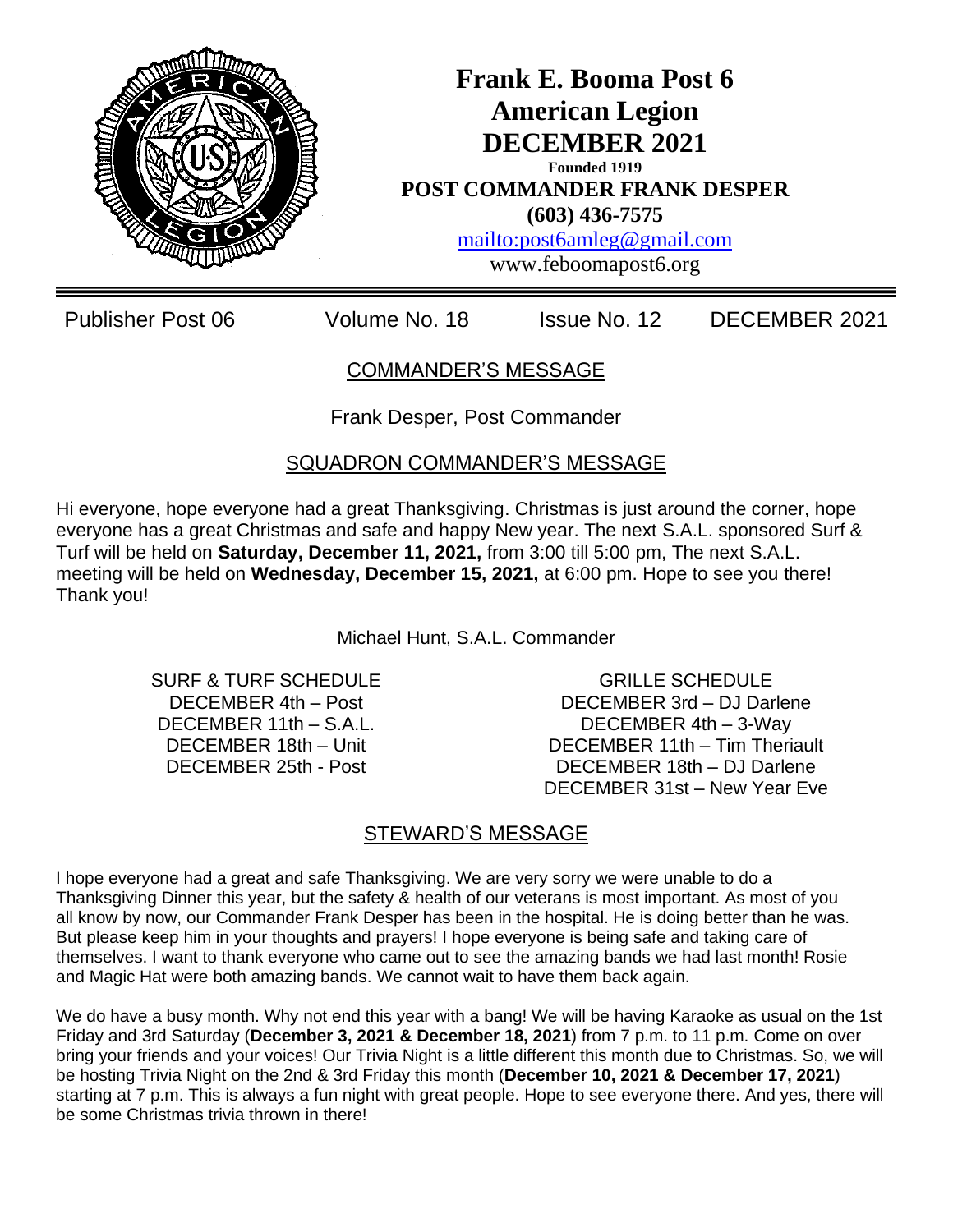# Frank E. Booma Post 6
# American Legion
# DECEMBER 2021

**Founded 1919**

**POST COMMANDER FRANK DESPER**

**(603) 436-7575**

mailto:post6amleg@gmail.com

www.feboomapost6.org

| Publisher Post 06 | Volume No. 18 | Issue No. 12 | DECEMBER 2021 |
|---|---|---|---|

## COMMANDER'S MESSAGE

Frank Desper, Post Commander

## SQUADRON COMMANDER'S MESSAGE

Hi everyone, hope everyone had a great Thanksgiving. Christmas is just around the corner, hope everyone has a great Christmas and safe and happy New year. The next S.A.L. sponsored Surf & Turf will be held on **Saturday, December 11, 2021,** from 3:00 till 5:00 pm, The next S.A.L. meeting will be held on **Wednesday, December 15, 2021,** at 6:00 pm. Hope to see you there! Thank you!

Michael Hunt, S.A.L. Commander

SURF & TURF SCHEDULE
- DECEMBER 4th – Post
- DECEMBER 11th – S.A.L.
- DECEMBER 18th – Unit
- DECEMBER 25th - Post

GRILLE SCHEDULE
- DECEMBER 3rd – DJ Darlene
- DECEMBER 4th – 3-Way
- DECEMBER 11th – Tim Theriault
- DECEMBER 18th – DJ Darlene
- DECEMBER 31st – New Year Eve

## STEWARD'S MESSAGE

I hope everyone had a great and safe Thanksgiving. We are very sorry we were unable to do a Thanksgiving Dinner this year, but the safety & health of our veterans is most important. As most of you all know by now, our Commander Frank Desper has been in the hospital. He is doing better than he was. But please keep him in your thoughts and prayers! I hope everyone is being safe and taking care of themselves. I want to thank everyone who came out to see the amazing bands we had last month! Rosie and Magic Hat were both amazing bands. We cannot wait to have them back again.

We do have a busy month. Why not end this year with a bang! We will be having Karaoke as usual on the 1st Friday and 3rd Saturday (**December 3, 2021 & December 18, 2021**) from 7 p.m. to 11 p.m. Come on over bring your friends and your voices! Our Trivia Night is a little different this month due to Christmas. So, we will be hosting Trivia Night on the 2nd & 3rd Friday this month (**December 10, 2021 & December 17, 2021**) starting at 7 p.m. This is always a fun night with great people. Hope to see everyone there. And yes, there will be some Christmas trivia thrown in there!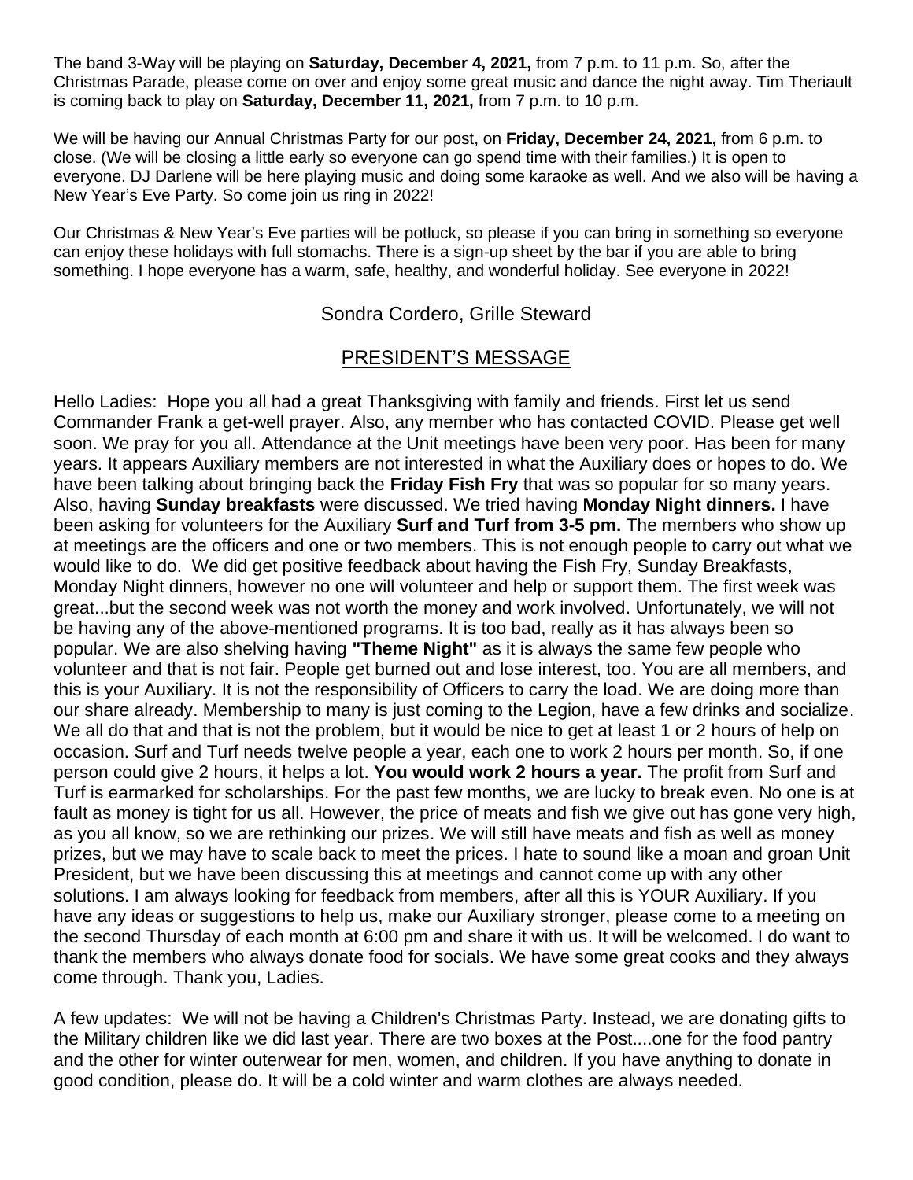The band 3-Way will be playing on **Saturday, December 4, 2021,** from 7 p.m. to 11 p.m. So, after the Christmas Parade, please come on over and enjoy some great music and dance the night away. Tim Theriault is coming back to play on **Saturday, December 11, 2021,** from 7 p.m. to 10 p.m.

We will be having our Annual Christmas Party for our post, on **Friday, December 24, 2021,** from 6 p.m. to close. (We will be closing a little early so everyone can go spend time with their families.) It is open to everyone. DJ Darlene will be here playing music and doing some karaoke as well. And we also will be having a New Year's Eve Party. So come join us ring in 2022!

Our Christmas & New Year's Eve parties will be potluck, so please if you can bring in something so everyone can enjoy these holidays with full stomachs. There is a sign-up sheet by the bar if you are able to bring something. I hope everyone has a warm, safe, healthy, and wonderful holiday. See everyone in 2022!

Sondra Cordero, Grille Steward

## PRESIDENT'S MESSAGE

Hello Ladies: Hope you all had a great Thanksgiving with family and friends. First let us send Commander Frank a get-well prayer. Also, any member who has contacted COVID. Please get well soon. We pray for you all. Attendance at the Unit meetings have been very poor. Has been for many years. It appears Auxiliary members are not interested in what the Auxiliary does or hopes to do. We have been talking about bringing back the **Friday Fish Fry** that was so popular for so many years. Also, having **Sunday breakfasts** were discussed. We tried having **Monday Night dinners.** I have been asking for volunteers for the Auxiliary **Surf and Turf from 3-5 pm.** The members who show up at meetings are the officers and one or two members. This is not enough people to carry out what we would like to do. We did get positive feedback about having the Fish Fry, Sunday Breakfasts, Monday Night dinners, however no one will volunteer and help or support them. The first week was great...but the second week was not worth the money and work involved. Unfortunately, we will not be having any of the above-mentioned programs. It is too bad, really as it has always been so popular. We are also shelving having **"Theme Night"** as it is always the same few people who volunteer and that is not fair. People get burned out and lose interest, too. You are all members, and this is your Auxiliary. It is not the responsibility of Officers to carry the load. We are doing more than our share already. Membership to many is just coming to the Legion, have a few drinks and socialize. We all do that and that is not the problem, but it would be nice to get at least 1 or 2 hours of help on occasion. Surf and Turf needs twelve people a year, each one to work 2 hours per month. So, if one person could give 2 hours, it helps a lot. **You would work 2 hours a year.** The profit from Surf and Turf is earmarked for scholarships. For the past few months, we are lucky to break even. No one is at fault as money is tight for us all. However, the price of meats and fish we give out has gone very high, as you all know, so we are rethinking our prizes. We will still have meats and fish as well as money prizes, but we may have to scale back to meet the prices. I hate to sound like a moan and groan Unit President, but we have been discussing this at meetings and cannot come up with any other solutions. I am always looking for feedback from members, after all this is YOUR Auxiliary. If you have any ideas or suggestions to help us, make our Auxiliary stronger, please come to a meeting on the second Thursday of each month at 6:00 pm and share it with us. It will be welcomed. I do want to thank the members who always donate food for socials. We have some great cooks and they always come through. Thank you, Ladies.

A few updates: We will not be having a Children's Christmas Party. Instead, we are donating gifts to the Military children like we did last year. There are two boxes at the Post....one for the food pantry and the other for winter outerwear for men, women, and children. If you have anything to donate in good condition, please do. It will be a cold winter and warm clothes are always needed.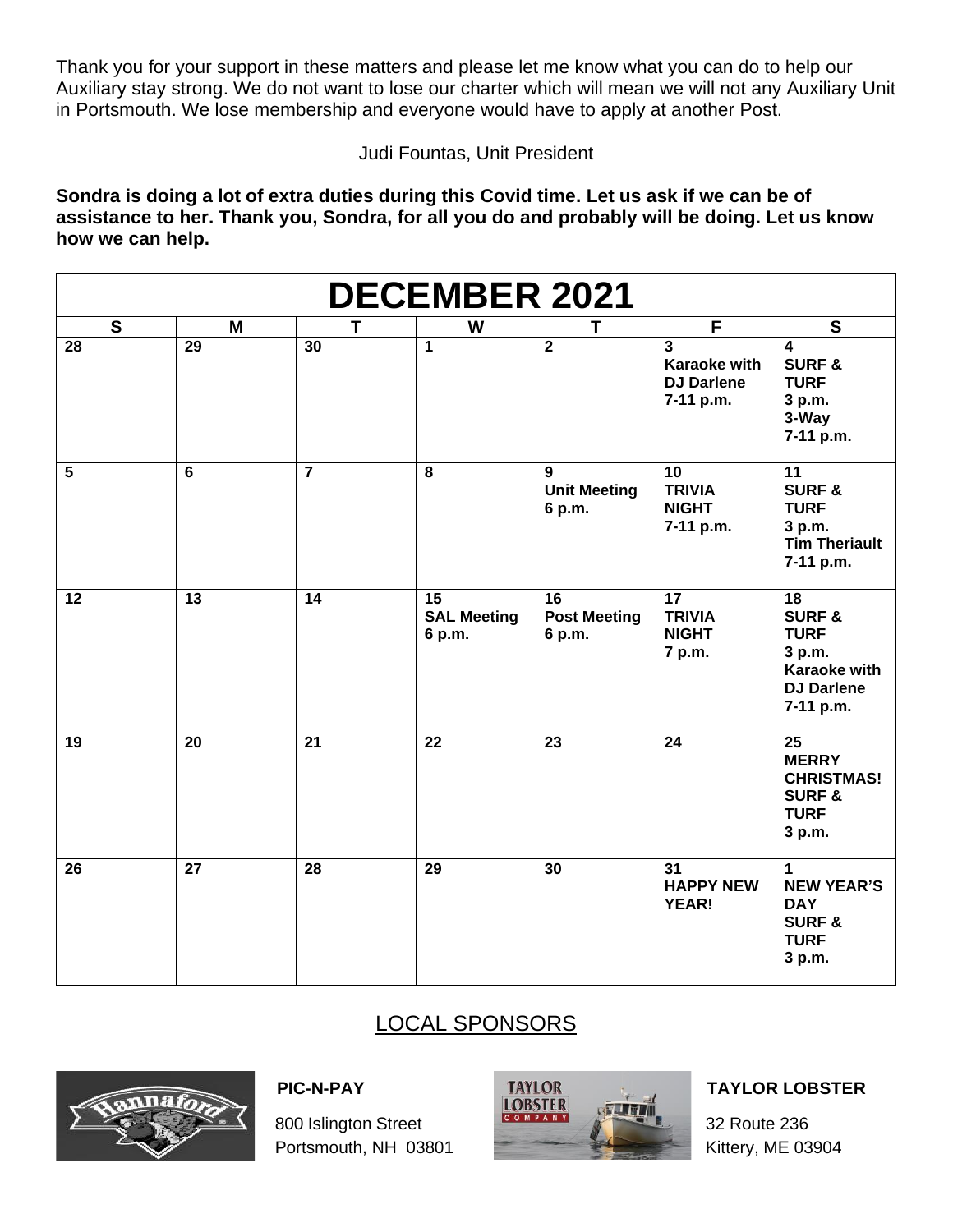Thank you for your support in these matters and please let me know what you can do to help our Auxiliary stay strong. We do not want to lose our charter which will mean we will not any Auxiliary Unit in Portsmouth. We lose membership and everyone would have to apply at another Post.

Judi Fountas, Unit President

**Sondra is doing a lot of extra duties during this Covid time. Let us ask if we can be of assistance to her. Thank you, Sondra, for all you do and probably will be doing. Let us know how we can help.**

## DECEMBER 2021

| S | M | T | W | T | F | S |
|---|---|---|---|---|---|---|
| **28** | **29** | **30** | **1** | **2** | **3** **Karaoke with DJ Darlene 7-11 p.m.** | **4** **SURF & TURF 3 p.m. 3-Way 7-11 p.m.** |
| **5** | **6** | **7** | **8** | **9** **Unit Meeting 6 p.m.** | **10** **TRIVIA NIGHT 7-11 p.m.** | **11** **SURF & TURF 3 p.m. Tim Theriault 7-11 p.m.** |
| **12** | **13** | **14** | **15** **SAL Meeting 6 p.m.** | **16** **Post Meeting 6 p.m.** | **17** **TRIVIA NIGHT 7 p.m.** | **18** **SURF & TURF 3 p.m. Karaoke with DJ Darlene 7-11 p.m.** |
| **19** | **20** | **21** | **22** | **23** | **24** | **25** **MERRY CHRISTMAS! SURF & TURF 3 p.m.** |
| **26** | **27** | **28** | **29** | **30** | **31** **HAPPY NEW YEAR!** | **1** **NEW YEAR'S DAY SURF & TURF 3 p.m.** |

## LOCAL SPONSORS

**PIC-N-PAY**
800 Islington Street
Portsmouth, NH 03801

**TAYLOR LOBSTER**
32 Route 236
Kittery, ME 03904